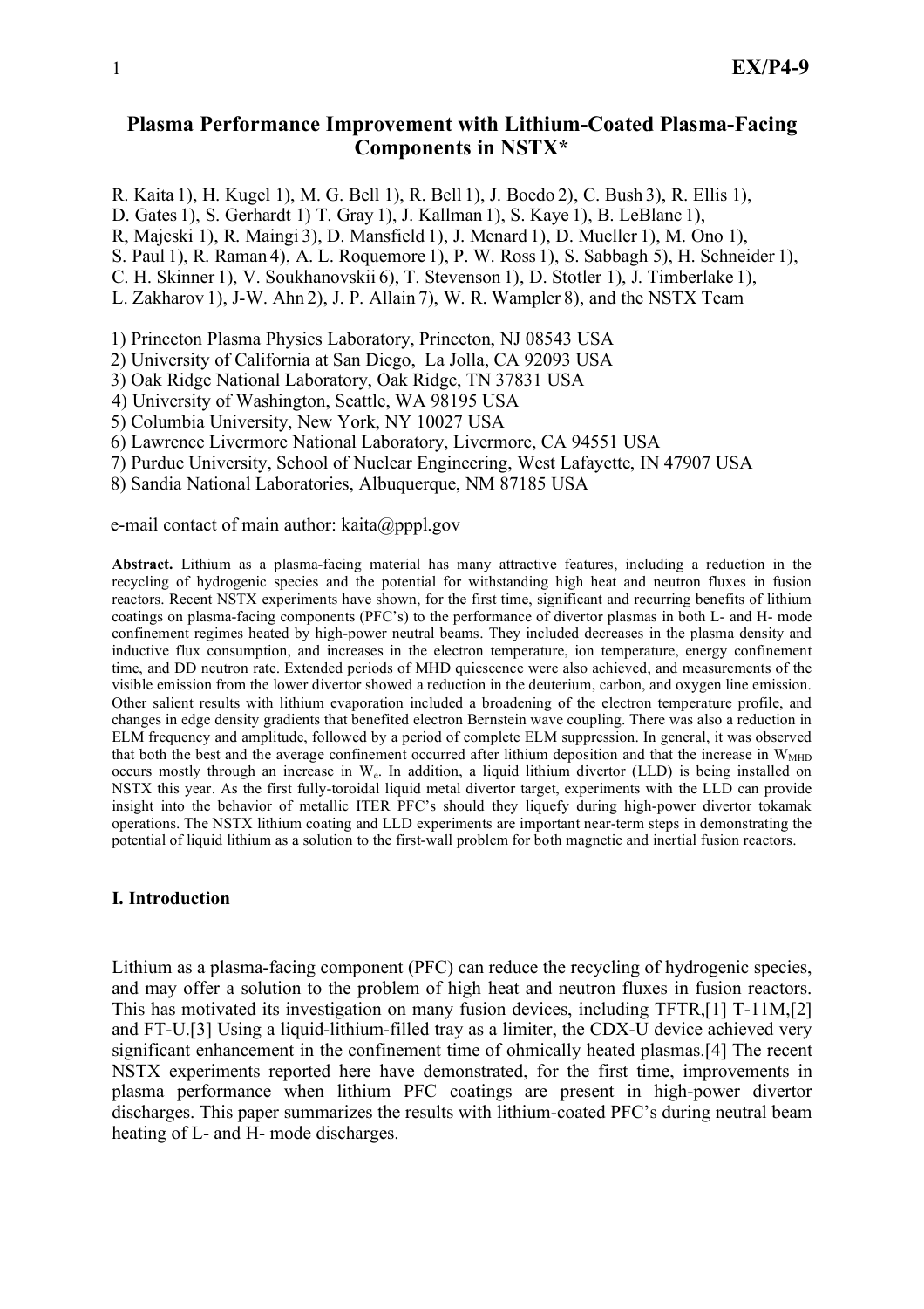# Plasma Performance Improvement with Lithium-Coated Plasma-Facing Components in NSTX*

R. Kaita 1), H. Kugel 1), M. G. Bell 1), R. Bell 1), J. Boedo 2), C. Bush 3), R. Ellis 1), D. Gates 1), S. Gerhardt 1) T. Gray 1), J. Kallman 1), S. Kaye 1), B. LeBlanc 1), R, Majeski 1), R. Maingi 3), D. Mansfield 1), J. Menard 1), D. Mueller 1), M. Ono 1), S. Paul 1), R. Raman 4), A. L. Roquemore 1), P. W. Ross 1), S. Sabbagh 5), H. Schneider 1), C. H. Skinner 1), V. Soukhanovskii 6), T. Stevenson 1), D. Stotler 1), J. Timberlake 1), L. Zakharov 1), J-W. Ahn 2), J. P. Allain 7), W. R. Wampler 8), and the NSTX Team

1) Princeton Plasma Physics Laboratory, Princeton, NJ 08543 USA
2) University of California at San Diego, La Jolla, CA 92093 USA
3) Oak Ridge National Laboratory, Oak Ridge, TN 37831 USA
4) University of Washington, Seattle, WA 98195 USA
5) Columbia University, New York, NY 10027 USA
6) Lawrence Livermore National Laboratory, Livermore, CA 94551 USA
7) Purdue University, School of Nuclear Engineering, West Lafayette, IN 47907 USA
8) Sandia National Laboratories, Albuquerque, NM 87185 USA

e-mail contact of main author: kaita@pppl.gov

**Abstract.** Lithium as a plasma-facing material has many attractive features, including a reduction in the recycling of hydrogenic species and the potential for withstanding high heat and neutron fluxes in fusion reactors. Recent NSTX experiments have shown, for the first time, significant and recurring benefits of lithium coatings on plasma-facing components (PFC's) to the performance of divertor plasmas in both L- and H- mode confinement regimes heated by high-power neutral beams. They included decreases in the plasma density and inductive flux consumption, and increases in the electron temperature, ion temperature, energy confinement time, and DD neutron rate. Extended periods of MHD quiescence were also achieved, and measurements of the visible emission from the lower divertor showed a reduction in the deuterium, carbon, and oxygen line emission. Other salient results with lithium evaporation included a broadening of the electron temperature profile, and changes in edge density gradients that benefited electron Bernstein wave coupling. There was also a reduction in ELM frequency and amplitude, followed by a period of complete ELM suppression. In general, it was observed that both the best and the average confinement occurred after lithium deposition and that the increase in $W_{MHD}$ occurs mostly through an increase in $W_e$. In addition, a liquid lithium divertor (LLD) is being installed on NSTX this year. As the first fully-toroidal liquid metal divertor target, experiments with the LLD can provide insight into the behavior of metallic ITER PFC's should they liquefy during high-power divertor tokamak operations. The NSTX lithium coating and LLD experiments are important near-term steps in demonstrating the potential of liquid lithium as a solution to the first-wall problem for both magnetic and inertial fusion reactors.

## I. Introduction

Lithium as a plasma-facing component (PFC) can reduce the recycling of hydrogenic species, and may offer a solution to the problem of high heat and neutron fluxes in fusion reactors. This has motivated its investigation on many fusion devices, including TFTR,[1] T-11M,[2] and FT-U.[3] Using a liquid-lithium-filled tray as a limiter, the CDX-U device achieved very significant enhancement in the confinement time of ohmically heated plasmas.[4] The recent NSTX experiments reported here have demonstrated, for the first time, improvements in plasma performance when lithium PFC coatings are present in high-power divertor discharges. This paper summarizes the results with lithium-coated PFC's during neutral beam heating of L- and H- mode discharges.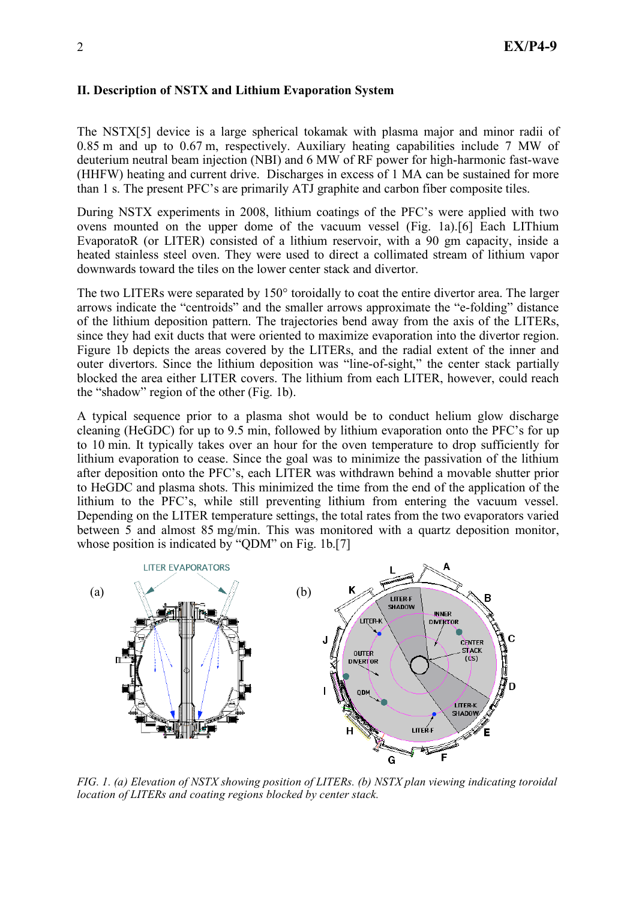## II. Description of NSTX and Lithium Evaporation System

The NSTX[5] device is a large spherical tokamak with plasma major and minor radii of 0.85 m and up to 0.67 m, respectively. Auxiliary heating capabilities include 7 MW of deuterium neutral beam injection (NBI) and 6 MW of RF power for high-harmonic fast-wave (HHFW) heating and current drive. Discharges in excess of 1 MA can be sustained for more than 1 s. The present PFC's are primarily ATJ graphite and carbon fiber composite tiles.

During NSTX experiments in 2008, lithium coatings of the PFC's were applied with two ovens mounted on the upper dome of the vacuum vessel (Fig. 1a).[6] Each LIThium EvaporatoR (or LITER) consisted of a lithium reservoir, with a 90 gm capacity, inside a heated stainless steel oven. They were used to direct a collimated stream of lithium vapor downwards toward the tiles on the lower center stack and divertor.

The two LITERs were separated by 150° toroidally to coat the entire divertor area. The larger arrows indicate the "centroids" and the smaller arrows approximate the "e-folding" distance of the lithium deposition pattern. The trajectories bend away from the axis of the LITERs, since they had exit ducts that were oriented to maximize evaporation into the divertor region. Figure 1b depicts the areas covered by the LITERs, and the radial extent of the inner and outer divertors. Since the lithium deposition was "line-of-sight," the center stack partially blocked the area either LITER covers. The lithium from each LITER, however, could reach the "shadow" region of the other (Fig. 1b).

A typical sequence prior to a plasma shot would be to conduct helium glow discharge cleaning (HeGDC) for up to 9.5 min, followed by lithium evaporation onto the PFC's for up to 10 min. It typically takes over an hour for the oven temperature to drop sufficiently for lithium evaporation to cease. Since the goal was to minimize the passivation of the lithium after deposition onto the PFC's, each LITER was withdrawn behind a movable shutter prior to HeGDC and plasma shots. This minimized the time from the end of the application of the lithium to the PFC's, while still preventing lithium from entering the vacuum vessel. Depending on the LITER temperature settings, the total rates from the two evaporators varied between 5 and almost 85 mg/min. This was monitored with a quartz deposition monitor, whose position is indicated by "QDM" on Fig. 1b.[7]

*FIG. 1. (a) Elevation of NSTX showing position of LITERs. (b) NSTX plan viewing indicating toroidal location of LITERs and coating regions blocked by center stack.*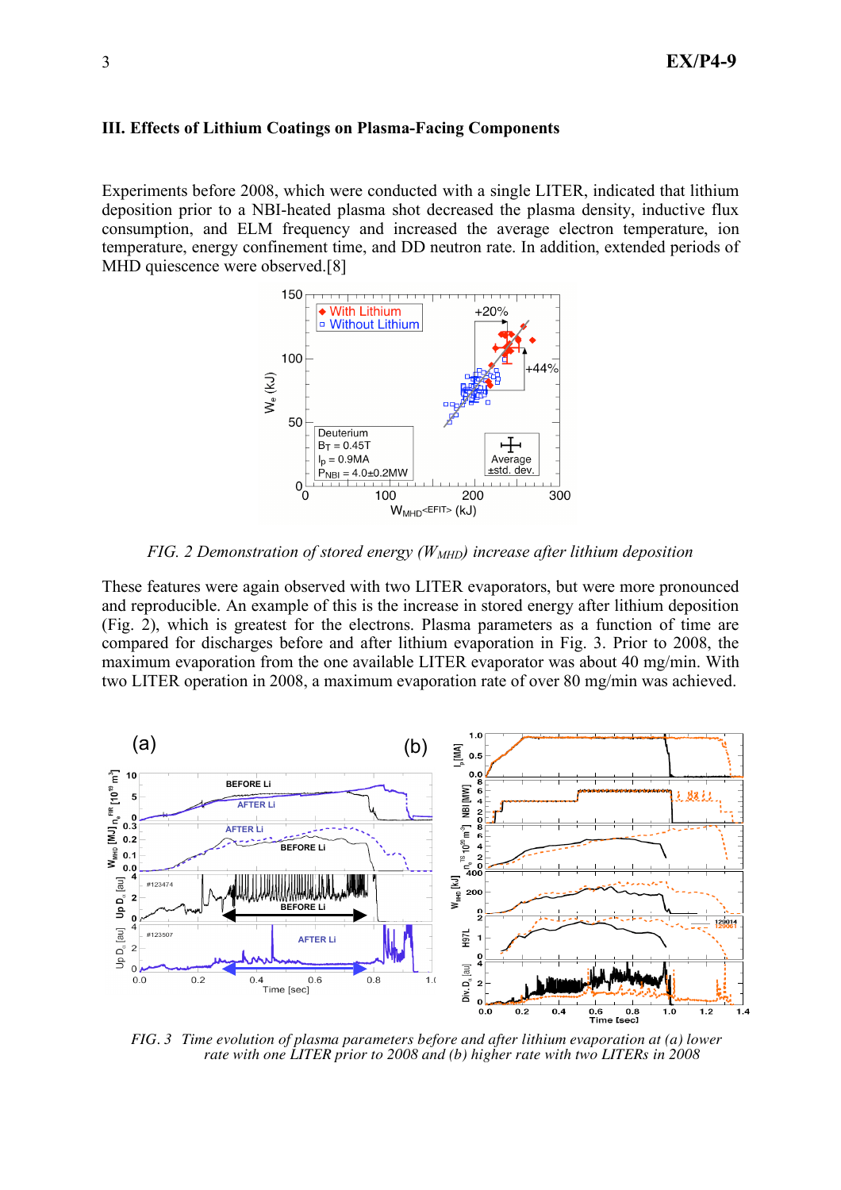### III. Effects of Lithium Coatings on Plasma-Facing Components

Experiments before 2008, which were conducted with a single LITER, indicated that lithium deposition prior to a NBI-heated plasma shot decreased the plasma density, inductive flux consumption, and ELM frequency and increased the average electron temperature, ion temperature, energy confinement time, and DD neutron rate. In addition, extended periods of MHD quiescence were observed.[8]

*FIG. 2 Demonstration of stored energy ($W_{MHD}$) increase after lithium deposition*

These features were again observed with two LITER evaporators, but were more pronounced and reproducible. An example of this is the increase in stored energy after lithium deposition (Fig. 2), which is greatest for the electrons. Plasma parameters as a function of time are compared for discharges before and after lithium evaporation in Fig. 3. Prior to 2008, the maximum evaporation from the one available LITER evaporator was about 40 mg/min. With two LITER operation in 2008, a maximum evaporation rate of over 80 mg/min was achieved.

*FIG. 3 Time evolution of plasma parameters before and after lithium evaporation at (a) lower rate with one LITER prior to 2008 and (b) higher rate with two LITERs in 2008*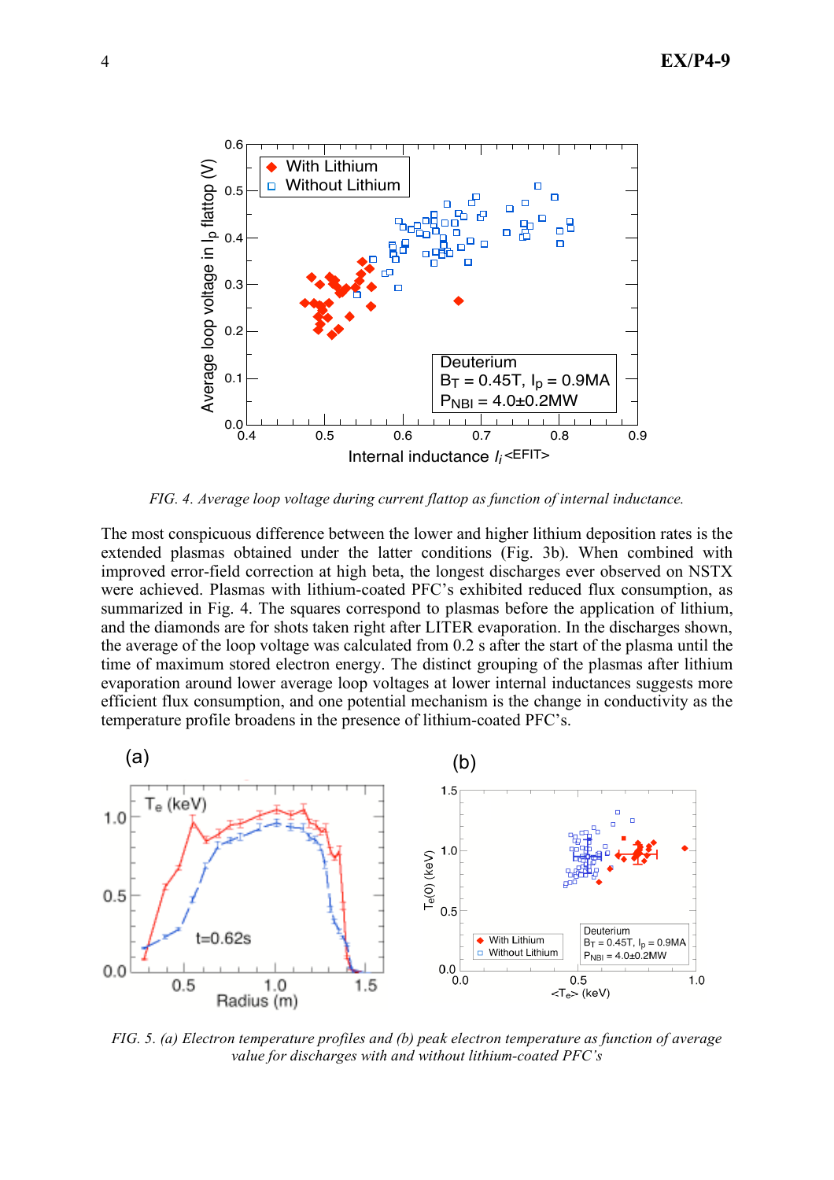*FIG. 4. Average loop voltage during current flattop as function of internal inductance.*

The most conspicuous difference between the lower and higher lithium deposition rates is the extended plasmas obtained under the latter conditions (Fig. 3b). When combined with improved error-field correction at high beta, the longest discharges ever observed on NSTX were achieved. Plasmas with lithium-coated PFC's exhibited reduced flux consumption, as summarized in Fig. 4. The squares correspond to plasmas before the application of lithium, and the diamonds are for shots taken right after LITER evaporation. In the discharges shown, the average of the loop voltage was calculated from 0.2 s after the start of the plasma until the time of maximum stored electron energy. The distinct grouping of the plasmas after lithium evaporation around lower average loop voltages at lower internal inductances suggests more efficient flux consumption, and one potential mechanism is the change in conductivity as the temperature profile broadens in the presence of lithium-coated PFC's.

*FIG. 5. (a) Electron temperature profiles and (b) peak electron temperature as function of average value for discharges with and without lithium-coated PFC's*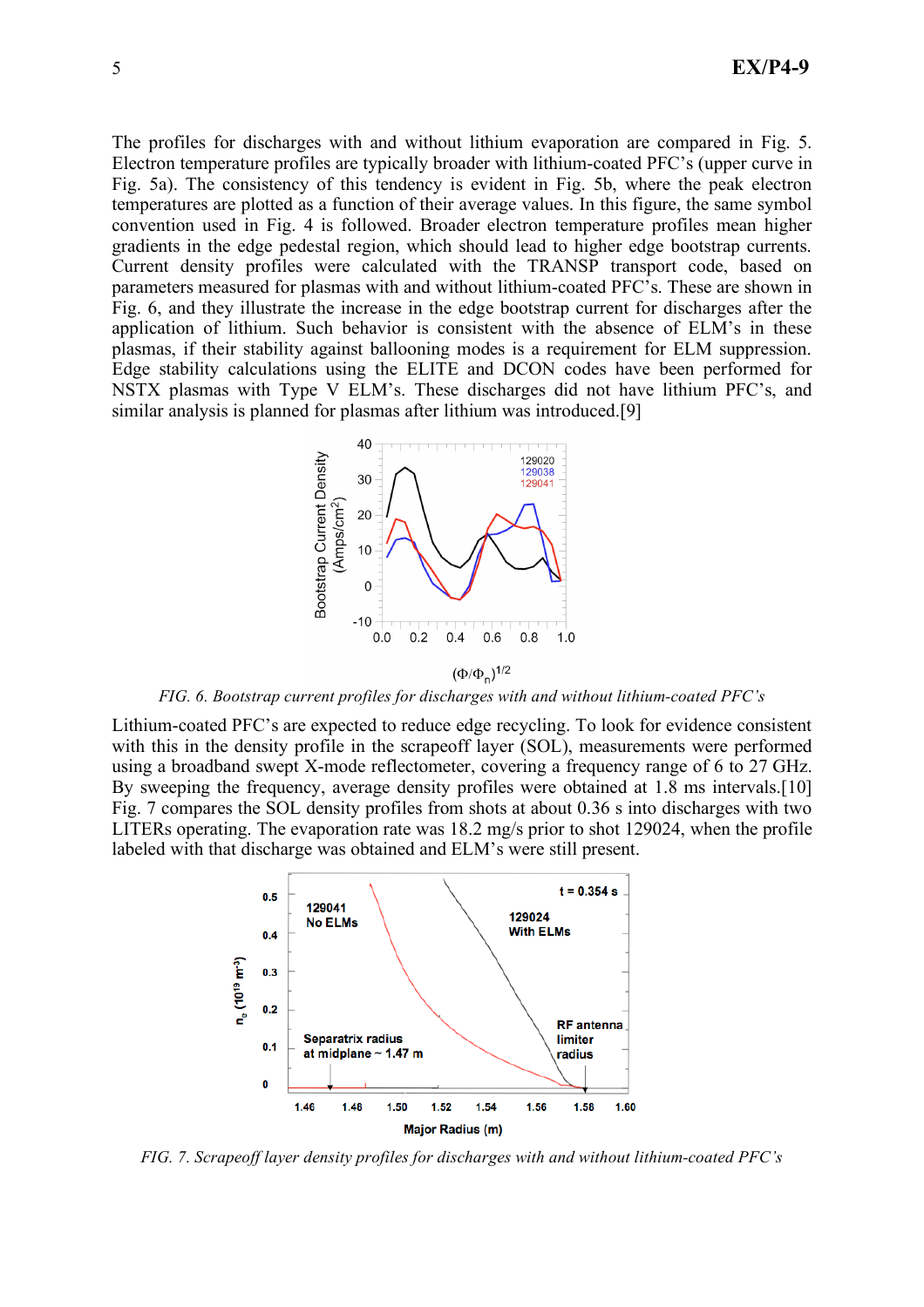The profiles for discharges with and without lithium evaporation are compared in Fig. 5. Electron temperature profiles are typically broader with lithium-coated PFC's (upper curve in Fig. 5a). The consistency of this tendency is evident in Fig. 5b, where the peak electron temperatures are plotted as a function of their average values. In this figure, the same symbol convention used in Fig. 4 is followed. Broader electron temperature profiles mean higher gradients in the edge pedestal region, which should lead to higher edge bootstrap currents. Current density profiles were calculated with the TRANSP transport code, based on parameters measured for plasmas with and without lithium-coated PFC's. These are shown in Fig. 6, and they illustrate the increase in the edge bootstrap current for discharges after the application of lithium. Such behavior is consistent with the absence of ELM's in these plasmas, if their stability against ballooning modes is a requirement for ELM suppression. Edge stability calculations using the ELITE and DCON codes have been performed for NSTX plasmas with Type V ELM's. These discharges did not have lithium PFC's, and similar analysis is planned for plasmas after lithium was introduced.[9]

*FIG. 6. Bootstrap current profiles for discharges with and without lithium-coated PFC's*

Lithium-coated PFC's are expected to reduce edge recycling. To look for evidence consistent with this in the density profile in the scrapeoff layer (SOL), measurements were performed using a broadband swept X-mode reflectometer, covering a frequency range of 6 to 27 GHz. By sweeping the frequency, average density profiles were obtained at 1.8 ms intervals.[10] Fig. 7 compares the SOL density profiles from shots at about 0.36 s into discharges with two LITERs operating. The evaporation rate was 18.2 mg/s prior to shot 129024, when the profile labeled with that discharge was obtained and ELM's were still present.

*FIG. 7. Scrapeoff layer density profiles for discharges with and without lithium-coated PFC's*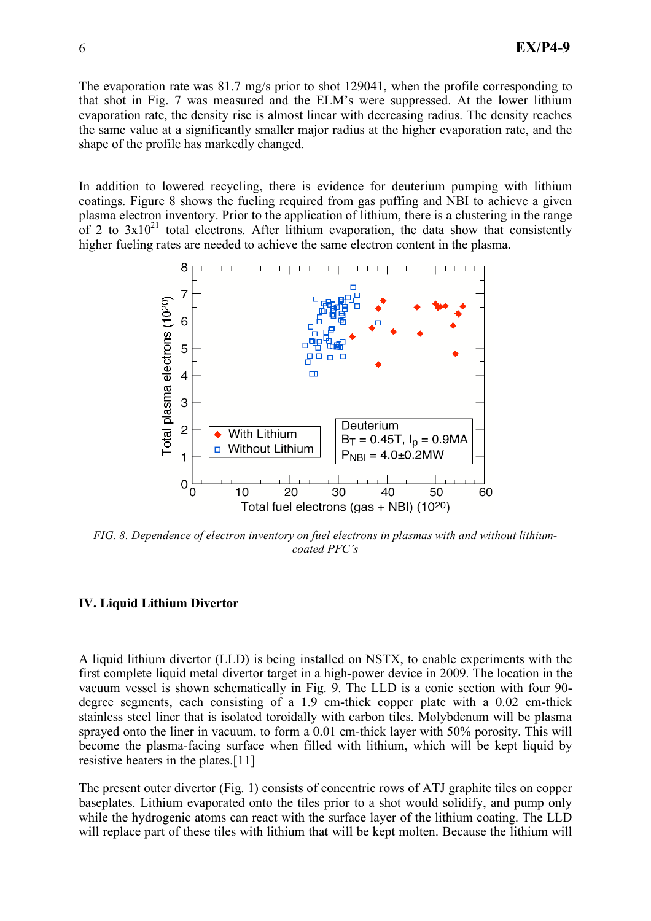The evaporation rate was 81.7 mg/s prior to shot 129041, when the profile corresponding to that shot in Fig. 7 was measured and the ELM's were suppressed. At the lower lithium evaporation rate, the density rise is almost linear with decreasing radius. The density reaches the same value at a significantly smaller major radius at the higher evaporation rate, and the shape of the profile has markedly changed.

In addition to lowered recycling, there is evidence for deuterium pumping with lithium coatings. Figure 8 shows the fueling required from gas puffing and NBI to achieve a given plasma electron inventory. Prior to the application of lithium, there is a clustering in the range of 2 to $3\text{x}10^{21}$ total electrons. After lithium evaporation, the data show that consistently higher fueling rates are needed to achieve the same electron content in the plasma.

*FIG. 8. Dependence of electron inventory on fuel electrons in plasmas with and without lithium-coated PFC's*

## IV. Liquid Lithium Divertor

A liquid lithium divertor (LLD) is being installed on NSTX, to enable experiments with the first complete liquid metal divertor target in a high-power device in 2009. The location in the vacuum vessel is shown schematically in Fig. 9. The LLD is a conic section with four 90-degree segments, each consisting of a 1.9 cm-thick copper plate with a 0.02 cm-thick stainless steel liner that is isolated toroidally with carbon tiles. Molybdenum will be plasma sprayed onto the liner in vacuum, to form a 0.01 cm-thick layer with 50% porosity. This will become the plasma-facing surface when filled with lithium, which will be kept liquid by resistive heaters in the plates.[11]

The present outer divertor (Fig. 1) consists of concentric rows of ATJ graphite tiles on copper baseplates. Lithium evaporated onto the tiles prior to a shot would solidify, and pump only while the hydrogenic atoms can react with the surface layer of the lithium coating. The LLD will replace part of these tiles with lithium that will be kept molten. Because the lithium will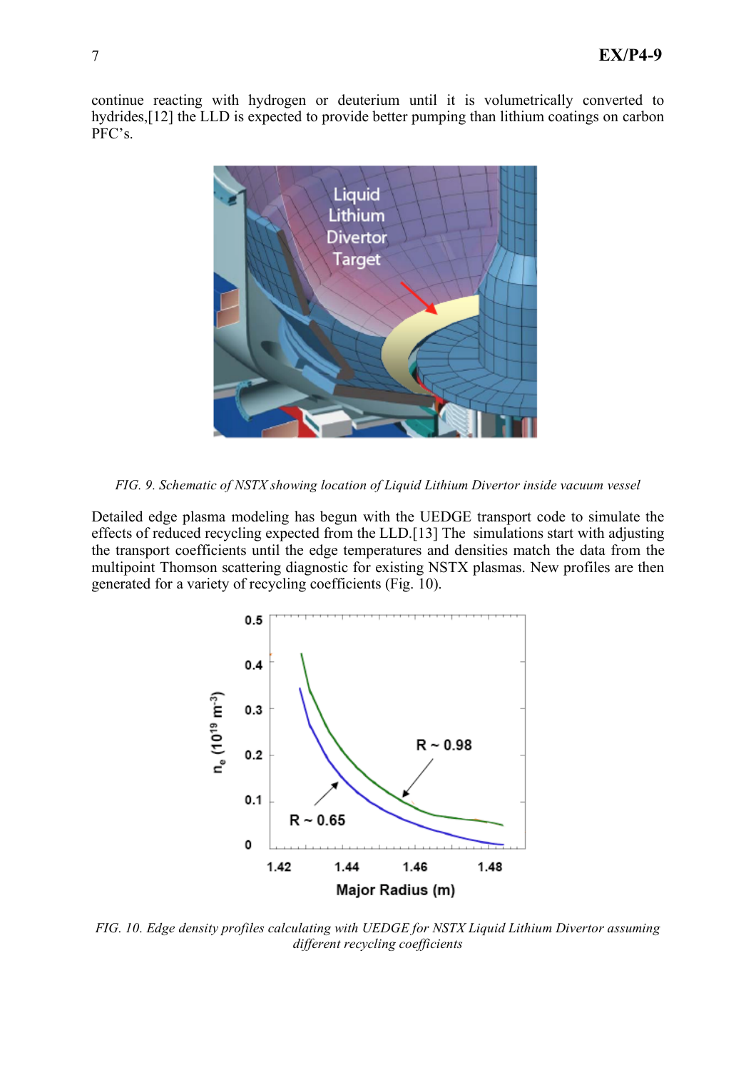continue reacting with hydrogen or deuterium until it is volumetrically converted to hydrides,[12] the LLD is expected to provide better pumping than lithium coatings on carbon PFC's.

*FIG. 9. Schematic of NSTX showing location of Liquid Lithium Divertor inside vacuum vessel*

Detailed edge plasma modeling has begun with the UEDGE transport code to simulate the effects of reduced recycling expected from the LLD.[13] The simulations start with adjusting the transport coefficients until the edge temperatures and densities match the data from the multipoint Thomson scattering diagnostic for existing NSTX plasmas. New profiles are then generated for a variety of recycling coefficients (Fig. 10).

*FIG. 10. Edge density profiles calculating with UEDGE for NSTX Liquid Lithium Divertor assuming different recycling coefficients*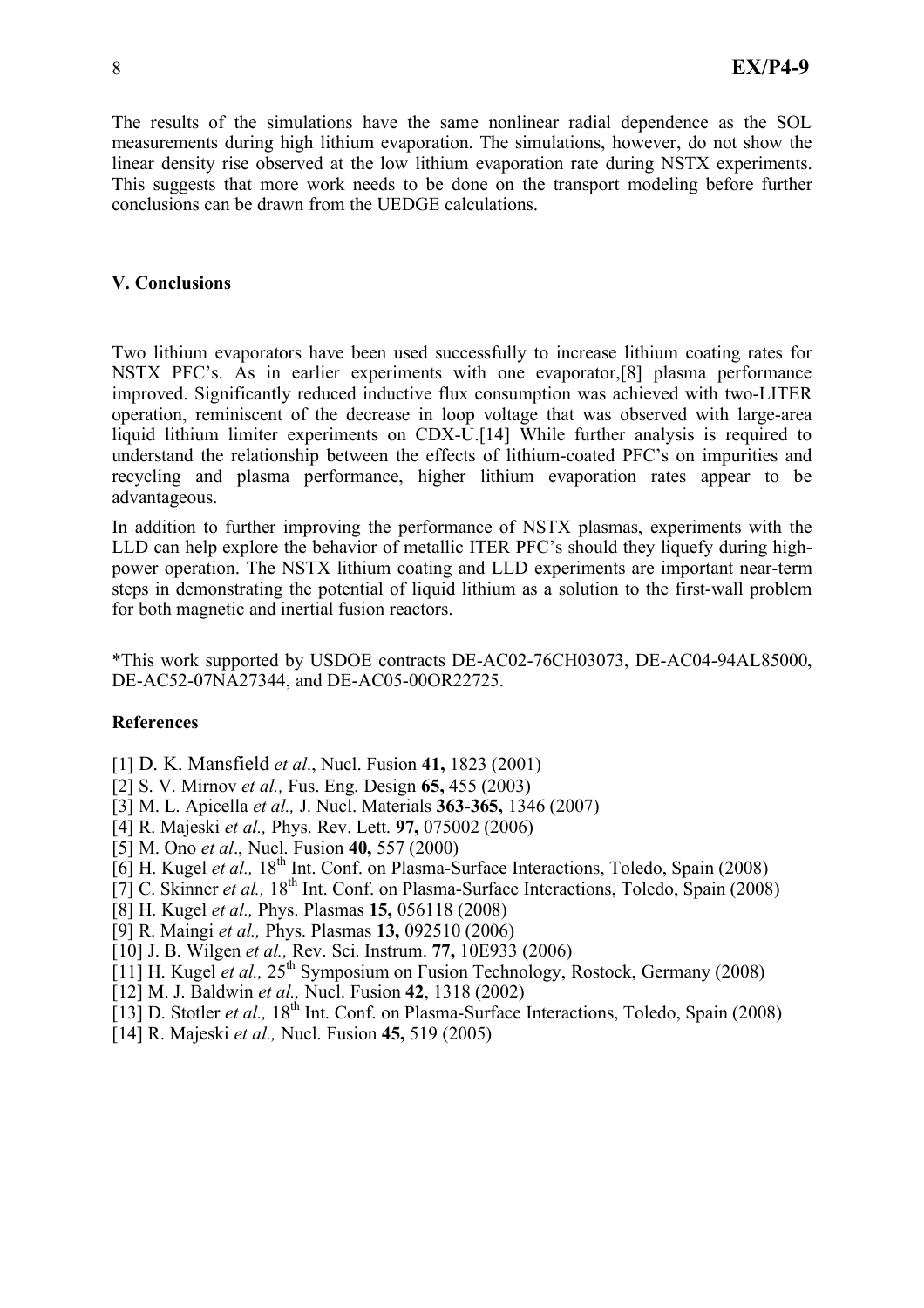The results of the simulations have the same nonlinear radial dependence as the SOL measurements during high lithium evaporation. The simulations, however, do not show the linear density rise observed at the low lithium evaporation rate during NSTX experiments. This suggests that more work needs to be done on the transport modeling before further conclusions can be drawn from the UEDGE calculations.

## V. Conclusions

Two lithium evaporators have been used successfully to increase lithium coating rates for NSTX PFC's. As in earlier experiments with one evaporator,[8] plasma performance improved. Significantly reduced inductive flux consumption was achieved with two-LITER operation, reminiscent of the decrease in loop voltage that was observed with large-area liquid lithium limiter experiments on CDX-U.[14] While further analysis is required to understand the relationship between the effects of lithium-coated PFC's on impurities and recycling and plasma performance, higher lithium evaporation rates appear to be advantageous.

In addition to further improving the performance of NSTX plasmas, experiments with the LLD can help explore the behavior of metallic ITER PFC's should they liquefy during high-power operation. The NSTX lithium coating and LLD experiments are important near-term steps in demonstrating the potential of liquid lithium as a solution to the first-wall problem for both magnetic and inertial fusion reactors.

*This work supported by USDOE contracts DE-AC02-76CH03073, DE-AC04-94AL85000, DE-AC52-07NA27344, and DE-AC05-00OR22725.

## References

[1] D. K. Mansfield *et al*., Nucl. Fusion **41,** 1823 (2001)
[2] S. V. Mirnov *et al.,* Fus. Eng. Design **65,** 455 (2003)
[3] M. L. Apicella *et al.,* J. Nucl. Materials **363-365,** 1346 (2007)
[4] R. Majeski *et al.,* Phys. Rev. Lett. **97,** 075002 (2006)
[5] M. Ono *et al*., Nucl. Fusion **40,** 557 (2000)
[6] H. Kugel *et al.,* 18th Int. Conf. on Plasma-Surface Interactions, Toledo, Spain (2008)
[7] C. Skinner *et al.,* 18th Int. Conf. on Plasma-Surface Interactions, Toledo, Spain (2008)
[8] H. Kugel *et al.,* Phys. Plasmas **15,** 056118 (2008)
[9] R. Maingi *et al.,* Phys. Plasmas **13,** 092510 (2006)
[10] J. B. Wilgen *et al.,* Rev. Sci. Instrum. **77,** 10E933 (2006)
[11] H. Kugel *et al.,* 25th Symposium on Fusion Technology, Rostock, Germany (2008)
[12] M. J. Baldwin *et al.,* Nucl. Fusion **42**, 1318 (2002)
[13] D. Stotler *et al.,* 18th Int. Conf. on Plasma-Surface Interactions, Toledo, Spain (2008)
[14] R. Majeski *et al.,* Nucl. Fusion **45,** 519 (2005)